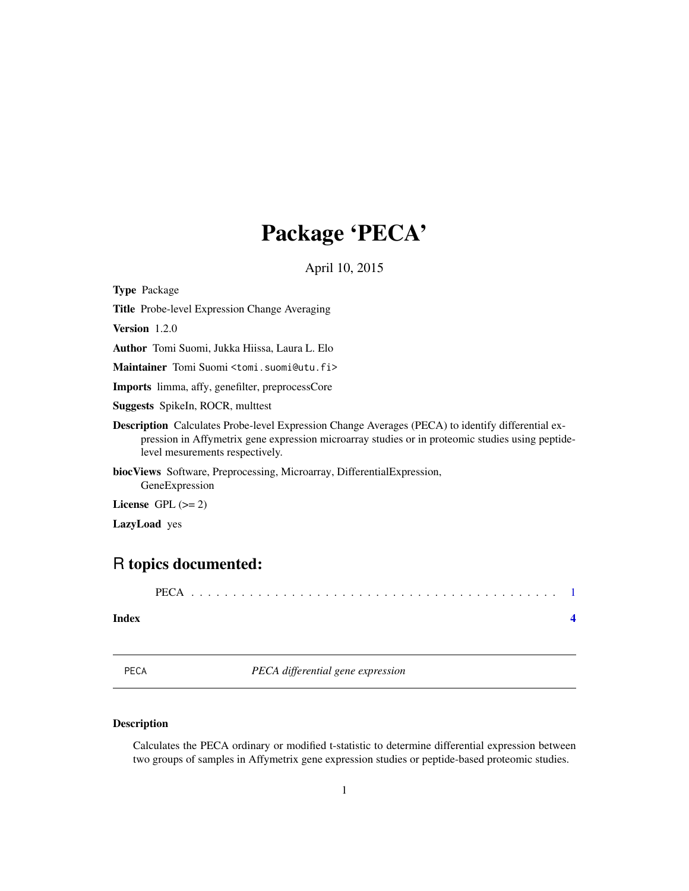# Package 'PECA'

April 10, 2015

**Type** Package

**Title** Probe-level Expression Change Averaging

**Version** 1.2.0

**Author** Tomi Suomi, Jukka Hiissa, Laura L. Elo

**Maintainer** Tomi Suomi <tomi.suomi@utu.fi>

**Imports** limma, affy, genefilter, preprocessCore

**Suggests** SpikeIn, ROCR, multtest

**Description** Calculates Probe-level Expression Change Averages (PECA) to identify differential expression in Affymetrix gene expression microarray studies or in proteomic studies using peptide-level mesurements respectively.

**biocViews** Software, Preprocessing, Microarray, DifferentialExpression, GeneExpression

**License** GPL (>= 2)

**LazyLoad** yes

## R topics documented:

PECA . . . . . . . . . . . . . . . . . . . . . . . . . . . . . . . . . . . . . . . . . . 1

**Index** **4**

---

PECA — *PECA differential gene expression*

---

### Description

Calculates the PECA ordinary or modified t-statistic to determine differential expression between two groups of samples in Affymetrix gene expression studies or peptide-based proteomic studies.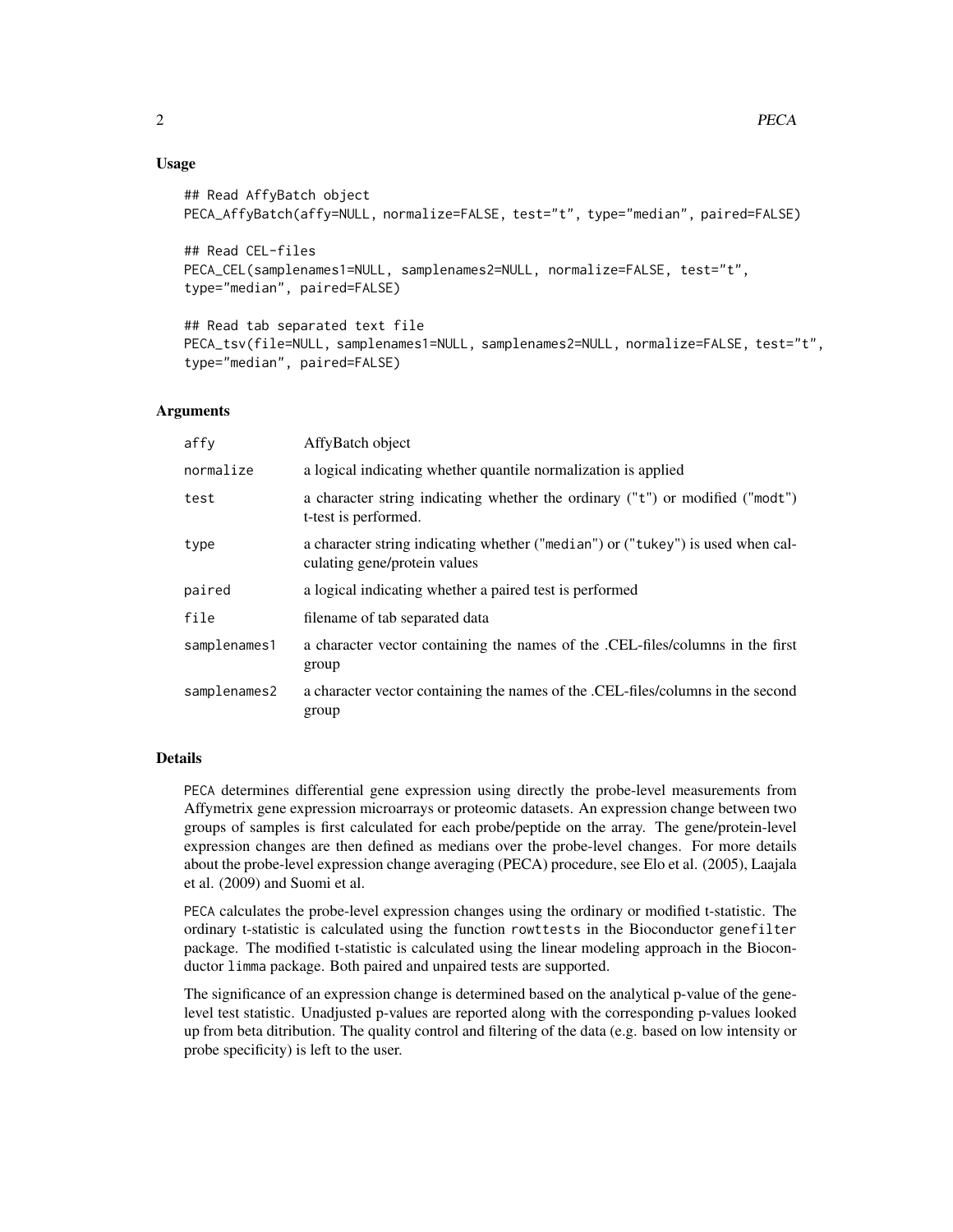## Usage

```
## Read AffyBatch object
PECA_AffyBatch(affy=NULL, normalize=FALSE, test="t", type="median", paired=FALSE)

## Read CEL-files
PECA_CEL(samplenames1=NULL, samplenames2=NULL, normalize=FALSE, test="t",
type="median", paired=FALSE)

## Read tab separated text file
PECA_tsv(file=NULL, samplenames1=NULL, samplenames2=NULL, normalize=FALSE, test="t",
type="median", paired=FALSE)
```

## Arguments

| | |
|---|---|
| `affy` | AffyBatch object |
| `normalize` | a logical indicating whether quantile normalization is applied |
| `test` | a character string indicating whether the ordinary ("t") or modified ("modt") t-test is performed. |
| `type` | a character string indicating whether ("median") or ("tukey") is used when calculating gene/protein values |
| `paired` | a logical indicating whether a paired test is performed |
| `file` | filename of tab separated data |
| `samplenames1` | a character vector containing the names of the .CEL-files/columns in the first group |
| `samplenames2` | a character vector containing the names of the .CEL-files/columns in the second group |

## Details

`PECA` determines differential gene expression using directly the probe-level measurements from Affymetrix gene expression microarrays or proteomic datasets. An expression change between two groups of samples is first calculated for each probe/peptide on the array. The gene/protein-level expression changes are then defined as medians over the probe-level changes. For more details about the probe-level expression change averaging (PECA) procedure, see Elo et al. (2005), Laajala et al. (2009) and Suomi et al.

`PECA` calculates the probe-level expression changes using the ordinary or modified t-statistic. The ordinary t-statistic is calculated using the function `rowttests` in the Bioconductor `genefilter` package. The modified t-statistic is calculated using the linear modeling approach in the Bioconductor `limma` package. Both paired and unpaired tests are supported.

The significance of an expression change is determined based on the analytical p-value of the gene-level test statistic. Unadjusted p-values are reported along with the corresponding p-values looked up from beta ditribution. The quality control and filtering of the data (e.g. based on low intensity or probe specificity) is left to the user.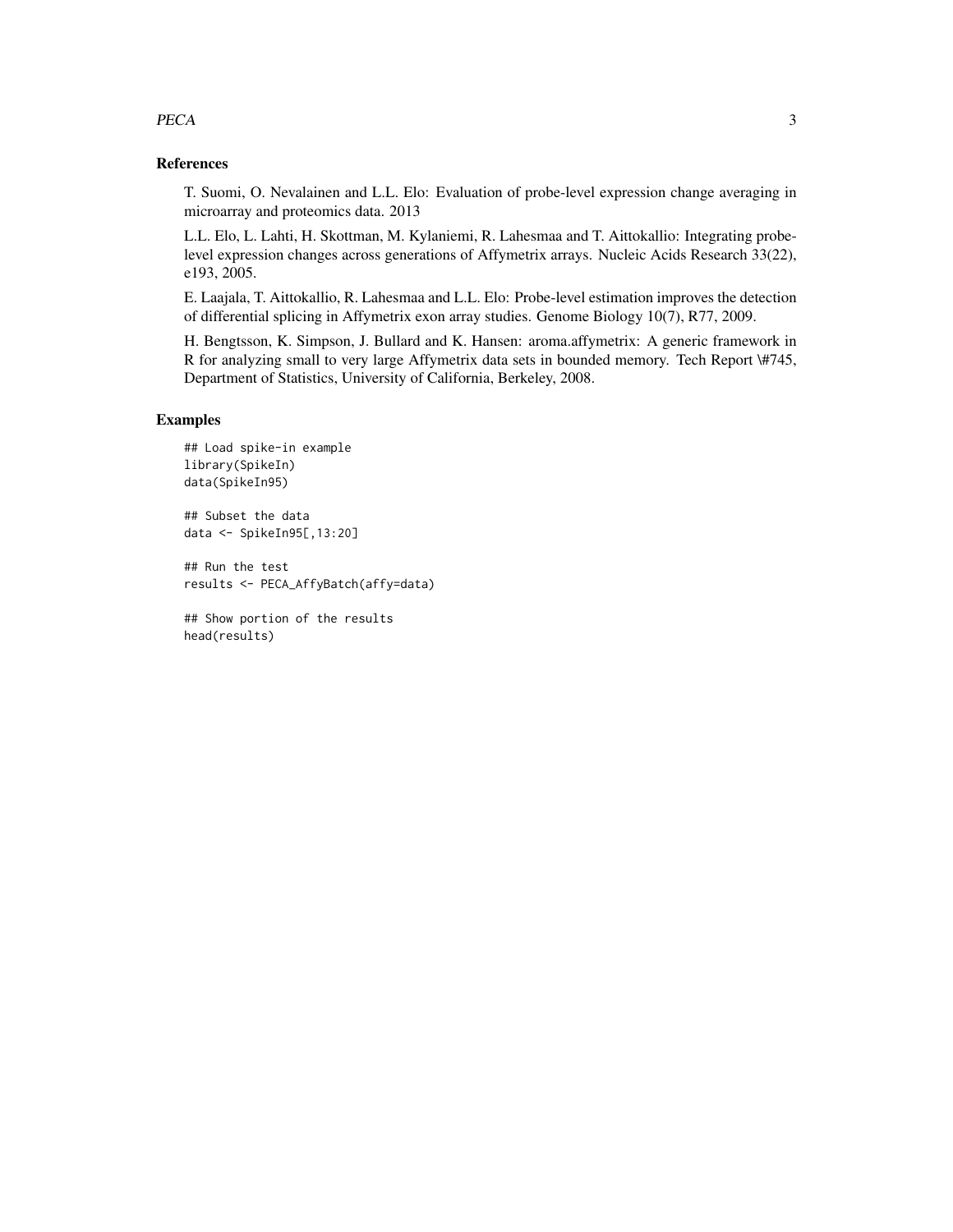## References

T. Suomi, O. Nevalainen and L.L. Elo: Evaluation of probe-level expression change averaging in microarray and proteomics data. 2013

L.L. Elo, L. Lahti, H. Skottman, M. Kylaniemi, R. Lahesmaa and T. Aittokallio: Integrating probe-level expression changes across generations of Affymetrix arrays. Nucleic Acids Research 33(22), e193, 2005.

E. Laajala, T. Aittokallio, R. Lahesmaa and L.L. Elo: Probe-level estimation improves the detection of differential splicing in Affymetrix exon array studies. Genome Biology 10(7), R77, 2009.

H. Bengtsson, K. Simpson, J. Bullard and K. Hansen: aroma.affymetrix: A generic framework in R for analyzing small to very large Affymetrix data sets in bounded memory. Tech Report \#745, Department of Statistics, University of California, Berkeley, 2008.

## Examples

```
## Load spike-in example
library(SpikeIn)
data(SpikeIn95)

## Subset the data
data <- SpikeIn95[,13:20]

## Run the test
results <- PECA_AffyBatch(affy=data)

## Show portion of the results
head(results)
```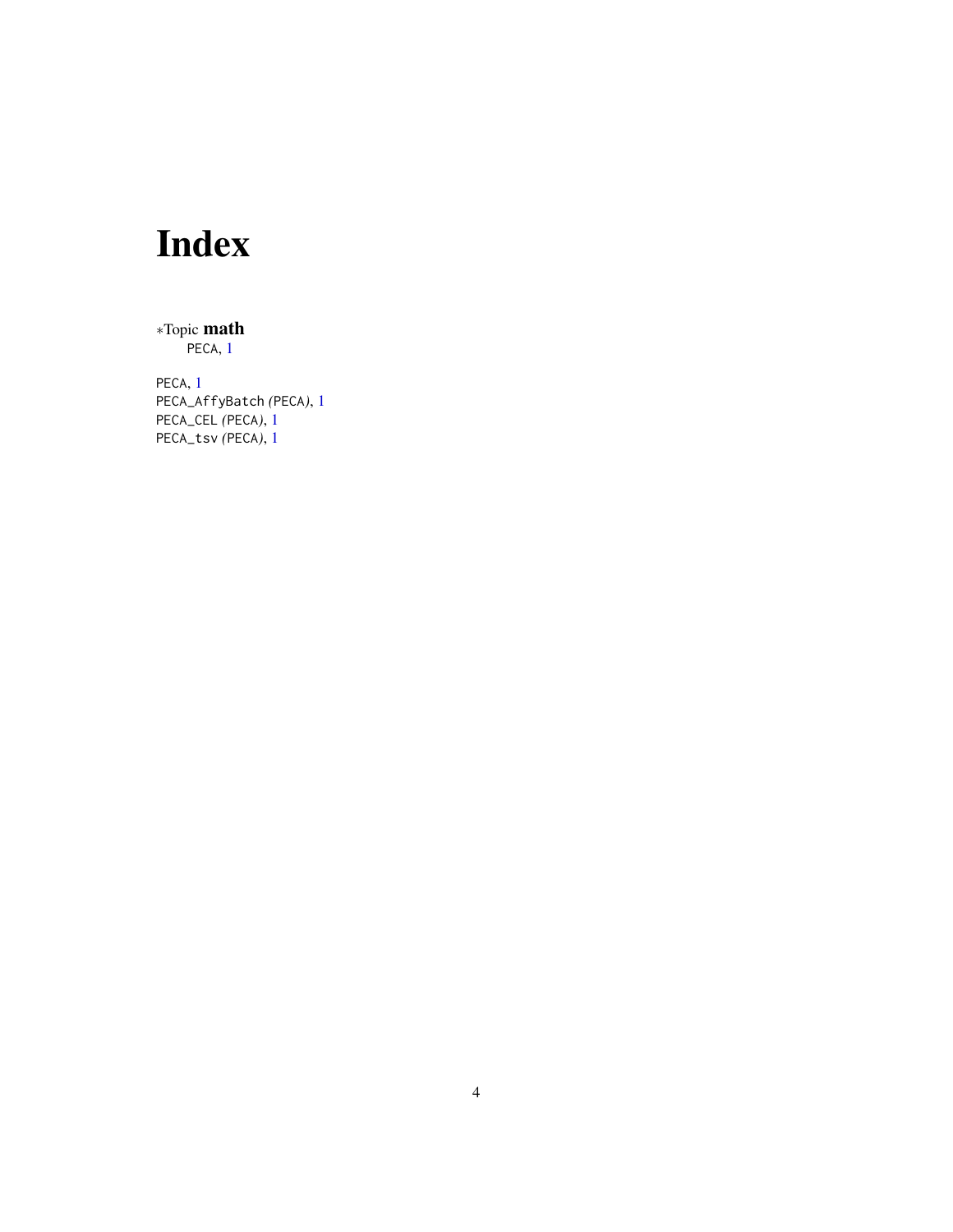# Index

∗Topic **math**
    PECA, 1

PECA, 1
PECA_AffyBatch *(PECA)*, 1
PECA_CEL *(PECA)*, 1
PECA_tsv *(PECA)*, 1